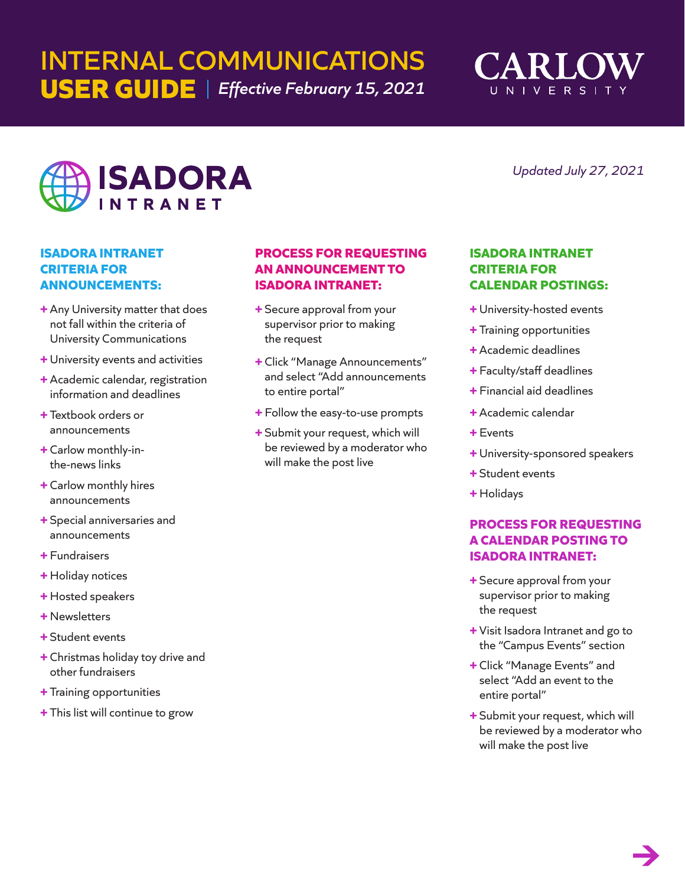# INTERNAL COMMUNICATIONS USER GUIDE | *Effective February 15, 2021*

CARLOW UNIVERSITY

## ISADORA INTRANET

*Updated July 27, 2021*

### ISADORA INTRANET CRITERIA FOR ANNOUNCEMENTS:

- Any University matter that does not fall within the criteria of University Communications
- University events and activities
- Academic calendar, registration information and deadlines
- Textbook orders or announcements
- Carlow monthly-in-the-news links
- Carlow monthly hires announcements
- Special anniversaries and announcements
- Fundraisers
- Holiday notices
- Hosted speakers
- Newsletters
- Student events
- Christmas holiday toy drive and other fundraisers
- Training opportunities
- This list will continue to grow

### PROCESS FOR REQUESTING AN ANNOUNCEMENT TO ISADORA INTRANET:

- Secure approval from your supervisor prior to making the request
- Click "Manage Announcements" and select "Add announcements to entire portal"
- Follow the easy-to-use prompts
- Submit your request, which will be reviewed by a moderator who will make the post live

### ISADORA INTRANET CRITERIA FOR CALENDAR POSTINGS:

- University-hosted events
- Training opportunities
- Academic deadlines
- Faculty/staff deadlines
- Financial aid deadlines
- Academic calendar
- Events
- University-sponsored speakers
- Student events
- Holidays

### PROCESS FOR REQUESTING A CALENDAR POSTING TO ISADORA INTRANET:

- Secure approval from your supervisor prior to making the request
- Visit Isadora Intranet and go to the "Campus Events" section
- Click "Manage Events" and select "Add an event to the entire portal"
- Submit your request, which will be reviewed by a moderator who will make the post live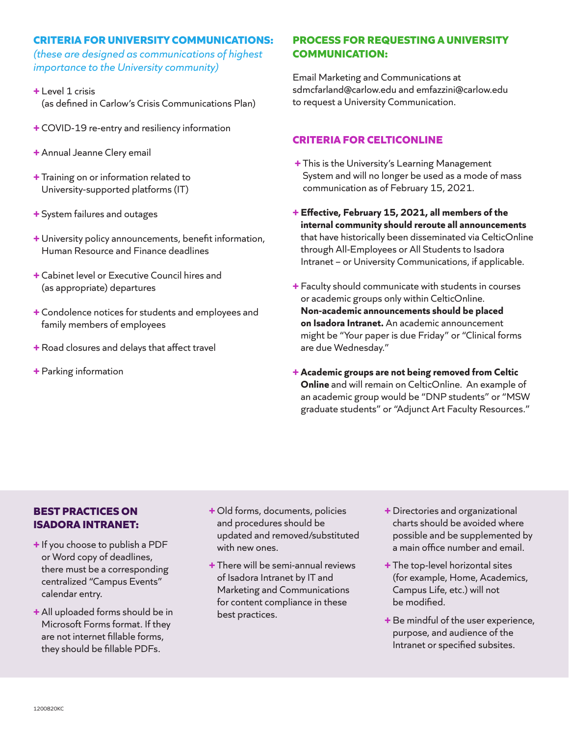## CRITERIA FOR UNIVERSITY COMMUNICATIONS:

*(these are designed as communications of highest importance to the University community)*

- Level 1 crisis (as defined in Carlow's Crisis Communications Plan)
- COVID-19 re-entry and resiliency information
- Annual Jeanne Clery email
- Training on or information related to University-supported platforms (IT)
- System failures and outages
- University policy announcements, benefit information, Human Resource and Finance deadlines
- Cabinet level or Executive Council hires and (as appropriate) departures
- Condolence notices for students and employees and family members of employees
- Road closures and delays that affect travel
- Parking information

## PROCESS FOR REQUESTING A UNIVERSITY COMMUNICATION:

Email Marketing and Communications at sdmcfarland@carlow.edu and emfazzini@carlow.edu to request a University Communication.

## CRITERIA FOR CELTICONLINE

- This is the University's Learning Management System and will no longer be used as a mode of mass communication as of February 15, 2021.
- **Effective, February 15, 2021, all members of the internal community should reroute all announcements** that have historically been disseminated via CelticOnline through All-Employees or All Students to Isadora Intranet – or University Communications, if applicable.
- Faculty should communicate with students in courses or academic groups only within CelticOnline. **Non-academic announcements should be placed on Isadora Intranet.** An academic announcement might be "Your paper is due Friday" or "Clinical forms are due Wednesday."
- **Academic groups are not being removed from Celtic Online** and will remain on CelticOnline. An example of an academic group would be "DNP students" or "MSW graduate students" or "Adjunct Art Faculty Resources."

## BEST PRACTICES ON ISADORA INTRANET:

- If you choose to publish a PDF or Word copy of deadlines, there must be a corresponding centralized "Campus Events" calendar entry.
- All uploaded forms should be in Microsoft Forms format. If they are not internet fillable forms, they should be fillable PDFs.
- Old forms, documents, policies and procedures should be updated and removed/substituted with new ones.
- There will be semi-annual reviews of Isadora Intranet by IT and Marketing and Communications for content compliance in these best practices.
- Directories and organizational charts should be avoided where possible and be supplemented by a main office number and email.
- The top-level horizontal sites (for example, Home, Academics, Campus Life, etc.) will not be modified.
- Be mindful of the user experience, purpose, and audience of the Intranet or specified subsites.

1200820KC